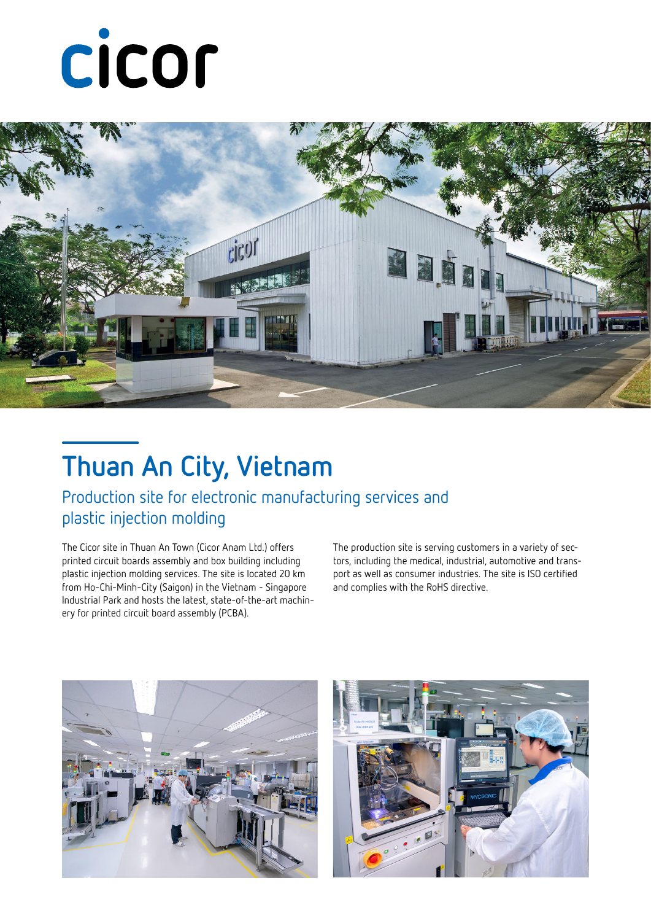cicor

# Thuan An City, Vietnam

## Production site for electronic manufacturing services and plastic injection molding

The Cicor site in Thuan An Town (Cicor Anam Ltd.) offers printed circuit boards assembly and box building including plastic injection molding services. The site is located 20 km from Ho-Chi-Minh-City (Saigon) in the Vietnam - Singapore Industrial Park and hosts the latest, state-of-the-art machinery for printed circuit board assembly (PCBA).

The production site is serving customers in a variety of sectors, including the medical, industrial, automotive and transport as well as consumer industries. The site is ISO certified and complies with the RoHS directive.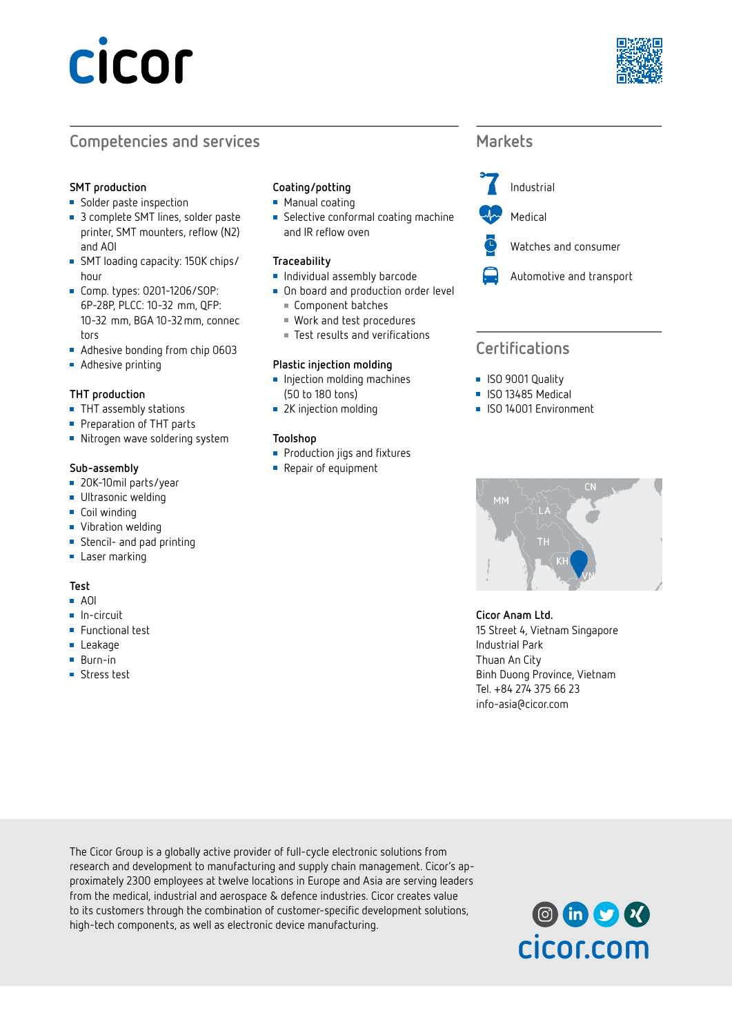# cicor

## Competencies and services

### SMT production

- Solder paste inspection
- 3 complete SMT lines, solder paste printer, SMT mounters, reflow (N2) and AOI
- SMT loading capacity: 150K chips/hour
- Comp. types: 0201-1206/SOP: 6P-28P, PLCC: 10-32 mm, QFP: 10-32 mm, BGA 10-32 mm, connectors
- Adhesive bonding from chip 0603
- Adhesive printing

### THT production

- THT assembly stations
- Preparation of THT parts
- Nitrogen wave soldering system

### Sub-assembly

- 20K-10mil parts/year
- Ultrasonic welding
- Coil winding
- Vibration welding
- Stencil- and pad printing
- Laser marking

### Test

- AOI
- In-circuit
- Functional test
- Leakage
- Burn-in
- Stress test

### Coating/potting

- Manual coating
- Selective conformal coating machine and IR reflow oven

### Traceability

- Individual assembly barcode
- On board and production order level
  - Component batches
  - Work and test procedures
  - Test results and verifications

### Plastic injection molding

- Injection molding machines (50 to 180 tons)
- 2K injection molding

### Toolshop

- Production jigs and fixtures
- Repair of equipment

## Markets

- Industrial
- Medical
- Watches and consumer
- Automotive and transport

## Certifications

- ISO 9001 Quality
- ISO 13485 Medical
- ISO 14001 Environment

CN
MM
LA
TH
KH
VN

**Cicor Anam Ltd.**
15 Street 4, Vietnam Singapore Industrial Park
Thuan An City
Binh Duong Province, Vietnam
Tel. +84 274 375 66 23
info-asia@cicor.com

The Cicor Group is a globally active provider of full-cycle electronic solutions from research and development to manufacturing and supply chain management. Cicor's approximately 2300 employees at twelve locations in Europe and Asia are serving leaders from the medical, industrial and aerospace & defence industries. Cicor creates value to its customers through the combination of customer-specific development solutions, high-tech components, as well as electronic device manufacturing.

cicor.com